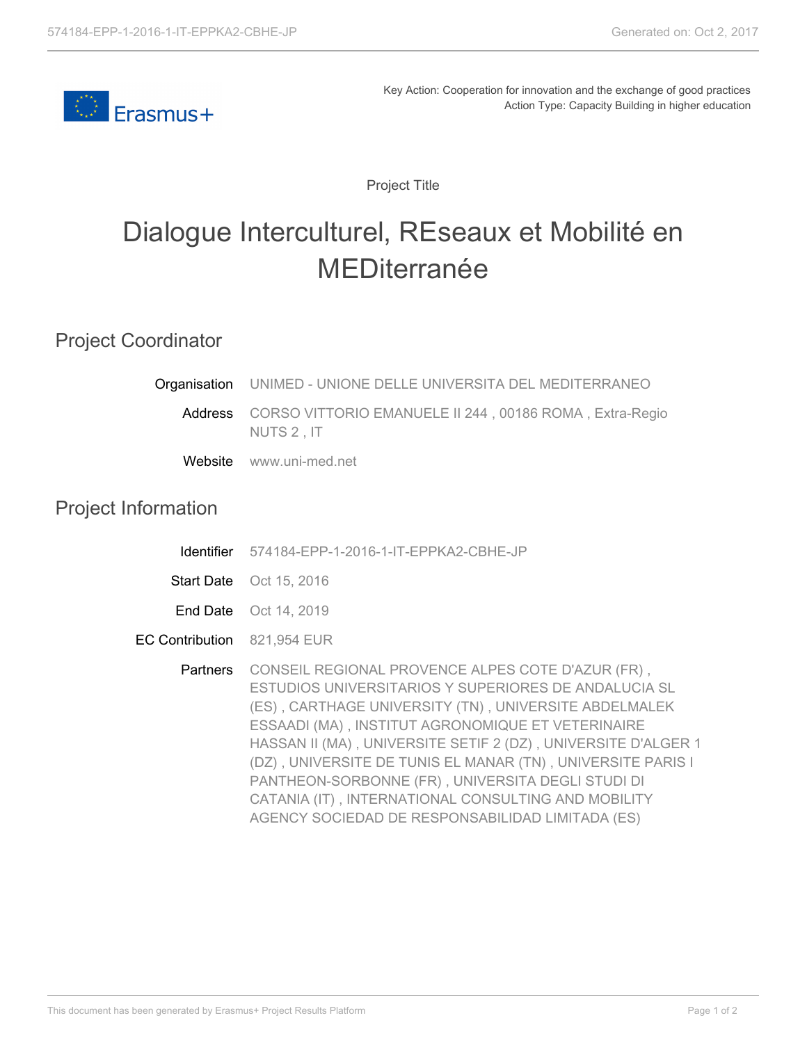Key Action: Cooperation for innovation and the exchange of good practices
Action Type: Capacity Building in higher education

Project Title

# Dialogue Interculturel, REseaux et Mobilité en MEDiterranée

## Project Coordinator

**Organisation** UNIMED - UNIONE DELLE UNIVERSITA DEL MEDITERRANEO

**Address** CORSO VITTORIO EMANUELE II 244 , 00186 ROMA , Extra-Regio NUTS 2 , IT

**Website** www.uni-med.net

## Project Information

**Identifier** 574184-EPP-1-2016-1-IT-EPPKA2-CBHE-JP

**Start Date** Oct 15, 2016

**End Date** Oct 14, 2019

**EC Contribution** 821,954 EUR

**Partners** CONSEIL REGIONAL PROVENCE ALPES COTE D'AZUR (FR) , ESTUDIOS UNIVERSITARIOS Y SUPERIORES DE ANDALUCIA SL (ES) , CARTHAGE UNIVERSITY (TN) , UNIVERSITE ABDELMALEK ESSAADI (MA) , INSTITUT AGRONOMIQUE ET VETERINAIRE HASSAN II (MA) , UNIVERSITE SETIF 2 (DZ) , UNIVERSITE D'ALGER 1 (DZ) , UNIVERSITE DE TUNIS EL MANAR (TN) , UNIVERSITE PARIS I PANTHEON-SORBONNE (FR) , UNIVERSITA DEGLI STUDI DI CATANIA (IT) , INTERNATIONAL CONSULTING AND MOBILITY AGENCY SOCIEDAD DE RESPONSABILIDAD LIMITADA (ES)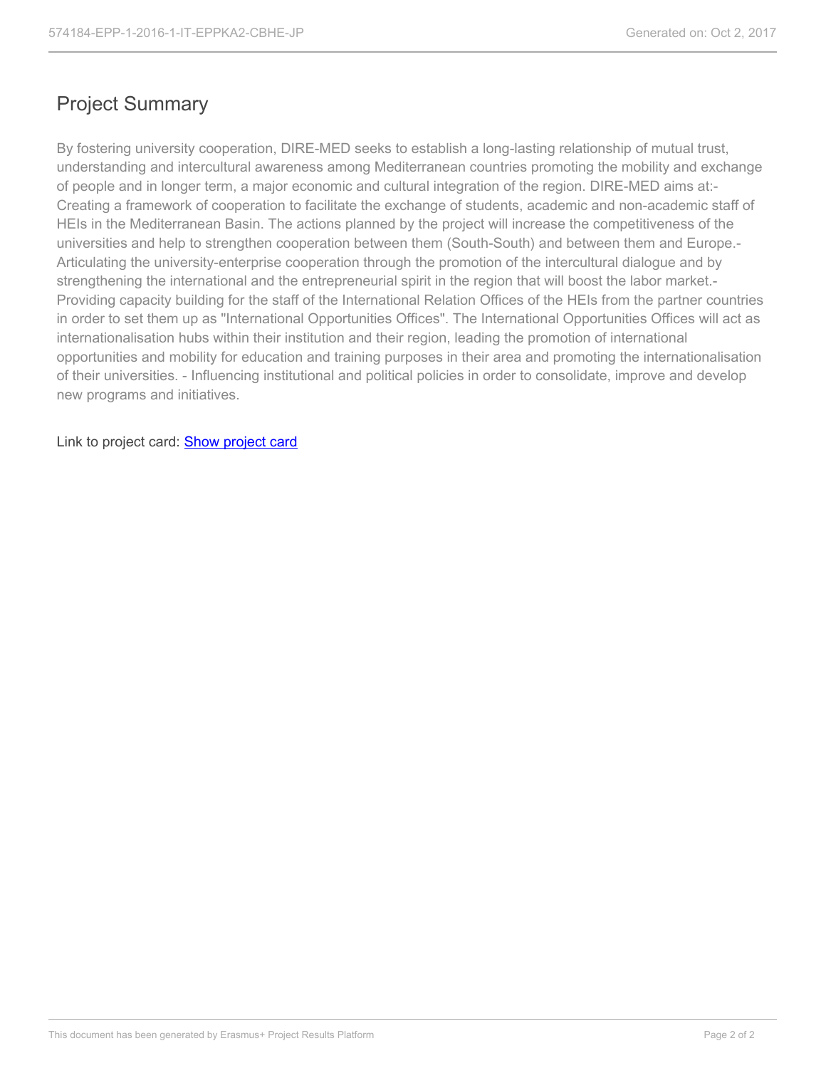# Project Summary

By fostering university cooperation, DIRE-MED seeks to establish a long-lasting relationship of mutual trust, understanding and intercultural awareness among Mediterranean countries promoting the mobility and exchange of people and in longer term, a major economic and cultural integration of the region. DIRE-MED aims at:- Creating a framework of cooperation to facilitate the exchange of students, academic and non-academic staff of HEIs in the Mediterranean Basin. The actions planned by the project will increase the competitiveness of the universities and help to strengthen cooperation between them (South-South) and between them and Europe.- Articulating the university-enterprise cooperation through the promotion of the intercultural dialogue and by strengthening the international and the entrepreneurial spirit in the region that will boost the labor market.- Providing capacity building for the staff of the International Relation Offices of the HEIs from the partner countries in order to set them up as "International Opportunities Offices". The International Opportunities Offices will act as internationalisation hubs within their institution and their region, leading the promotion of international opportunities and mobility for education and training purposes in their area and promoting the internationalisation of their universities. - Influencing institutional and political policies in order to consolidate, improve and develop new programs and initiatives.

Link to project card: Show project card